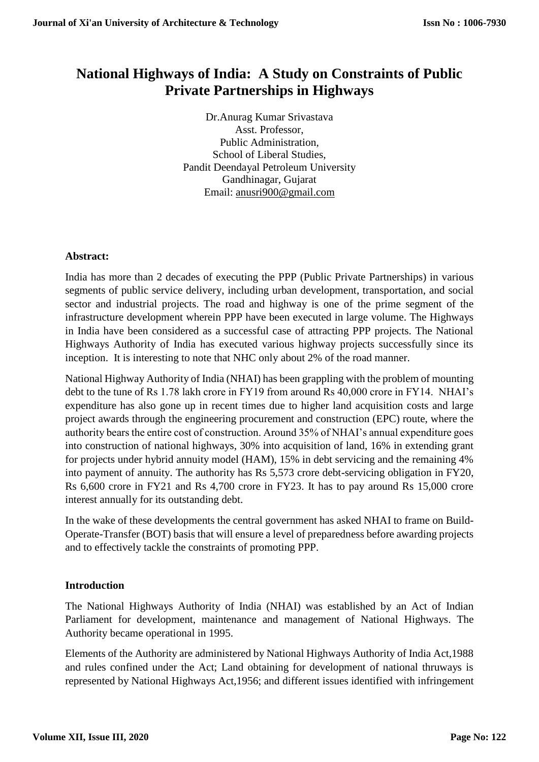# National Highways of India: A Study on Constraints of Public Private Partnerships in Highways

Dr.Anurag Kumar Srivastava
Asst. Professor,
Public Administration,
School of Liberal Studies,
Pandit Deendayal Petroleum University
Gandhinagar, Gujarat
Email: anusri900@gmail.com

**Abstract:**

India has more than 2 decades of executing the PPP (Public Private Partnerships) in various segments of public service delivery, including urban development, transportation, and social sector and industrial projects. The road and highway is one of the prime segment of the infrastructure development wherein PPP have been executed in large volume. The Highways in India have been considered as a successful case of attracting PPP projects. The National Highways Authority of India has executed various highway projects successfully since its inception. It is interesting to note that NHC only about 2% of the road manner.

National Highway Authority of India (NHAI) has been grappling with the problem of mounting debt to the tune of Rs 1.78 lakh crore in FY19 from around Rs 40,000 crore in FY14. NHAI's expenditure has also gone up in recent times due to higher land acquisition costs and large project awards through the engineering procurement and construction (EPC) route, where the authority bears the entire cost of construction. Around 35% of NHAI's annual expenditure goes into construction of national highways, 30% into acquisition of land, 16% in extending grant for projects under hybrid annuity model (HAM), 15% in debt servicing and the remaining 4% into payment of annuity. The authority has Rs 5,573 crore debt-servicing obligation in FY20, Rs 6,600 crore in FY21 and Rs 4,700 crore in FY23. It has to pay around Rs 15,000 crore interest annually for its outstanding debt.

In the wake of these developments the central government has asked NHAI to frame on Build-Operate-Transfer (BOT) basis that will ensure a level of preparedness before awarding projects and to effectively tackle the constraints of promoting PPP.

**Introduction**

The National Highways Authority of India (NHAI) was established by an Act of Indian Parliament for development, maintenance and management of National Highways. The Authority became operational in 1995.

Elements of the Authority are administered by National Highways Authority of India Act,1988 and rules confined under the Act; Land obtaining for development of national thruways is represented by National Highways Act,1956; and different issues identified with infringement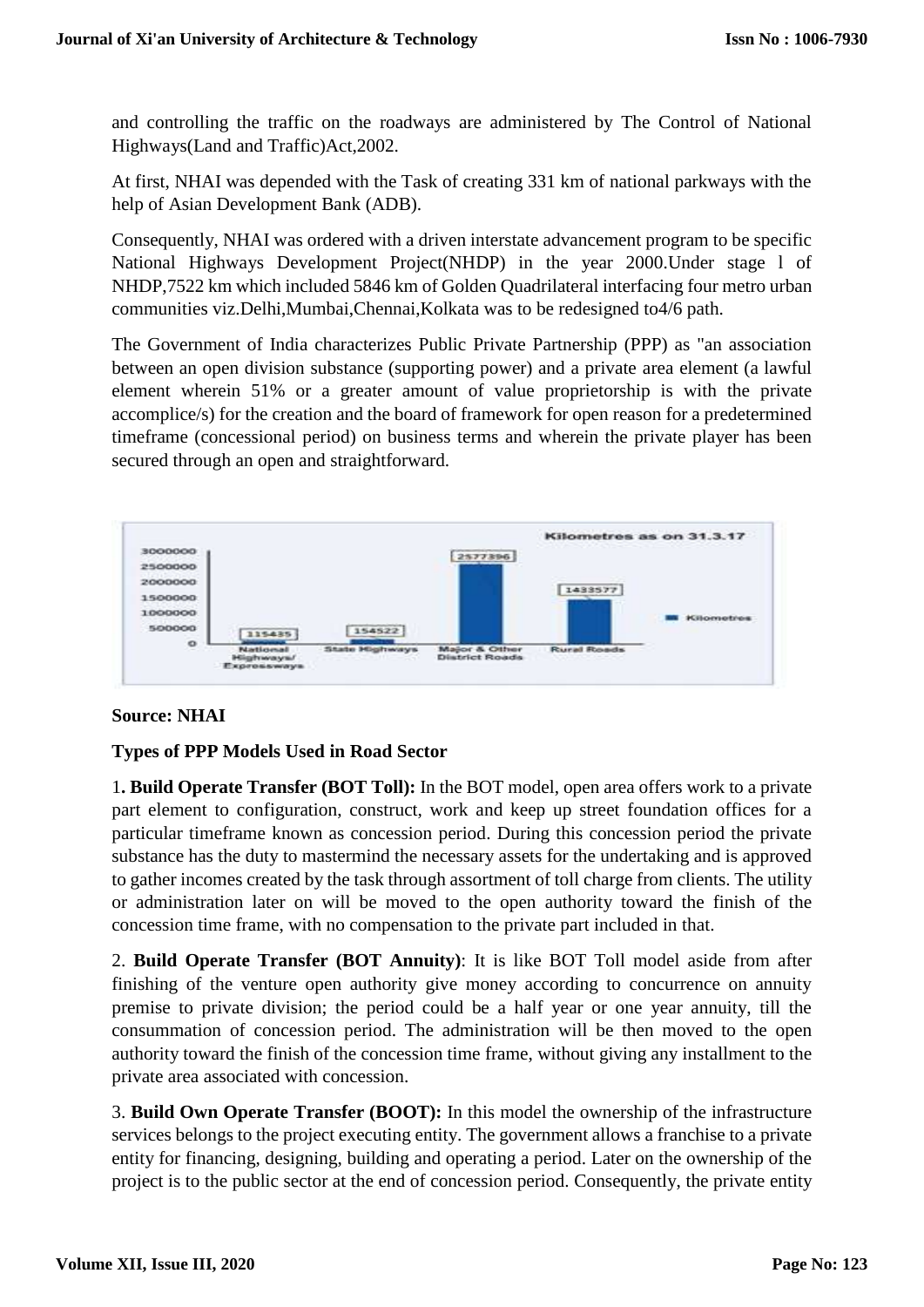and controlling the traffic on the roadways are administered by The Control of National Highways(Land and Traffic)Act,2002.

At first, NHAI was depended with the Task of creating 331 km of national parkways with the help of Asian Development Bank (ADB).

Consequently, NHAI was ordered with a driven interstate advancement program to be specific National Highways Development Project(NHDP) in the year 2000.Under stage l of NHDP,7522 km which included 5846 km of Golden Quadrilateral interfacing four metro urban communities viz.Delhi,Mumbai,Chennai,Kolkata was to be redesigned to4/6 path.

The Government of India characterizes Public Private Partnership (PPP) as "an association between an open division substance (supporting power) and a private area element (a lawful element wherein 51% or a greater amount of value proprietorship is with the private accomplice/s) for the creation and the board of framework for open reason for a predetermined timeframe (concessional period) on business terms and wherein the private player has been secured through an open and straightforward.

**Source: NHAI**

**Types of PPP Models Used in Road Sector**

1**. Build Operate Transfer (BOT Toll):** In the BOT model, open area offers work to a private part element to configuration, construct, work and keep up street foundation offices for a particular timeframe known as concession period. During this concession period the private substance has the duty to mastermind the necessary assets for the undertaking and is approved to gather incomes created by the task through assortment of toll charge from clients. The utility or administration later on will be moved to the open authority toward the finish of the concession time frame, with no compensation to the private part included in that.

2. **Build Operate Transfer (BOT Annuity)**: It is like BOT Toll model aside from after finishing of the venture open authority give money according to concurrence on annuity premise to private division; the period could be a half year or one year annuity, till the consummation of concession period. The administration will be then moved to the open authority toward the finish of the concession time frame, without giving any installment to the private area associated with concession.

3. **Build Own Operate Transfer (BOOT):** In this model the ownership of the infrastructure services belongs to the project executing entity. The government allows a franchise to a private entity for financing, designing, building and operating a period. Later on the ownership of the project is to the public sector at the end of concession period. Consequently, the private entity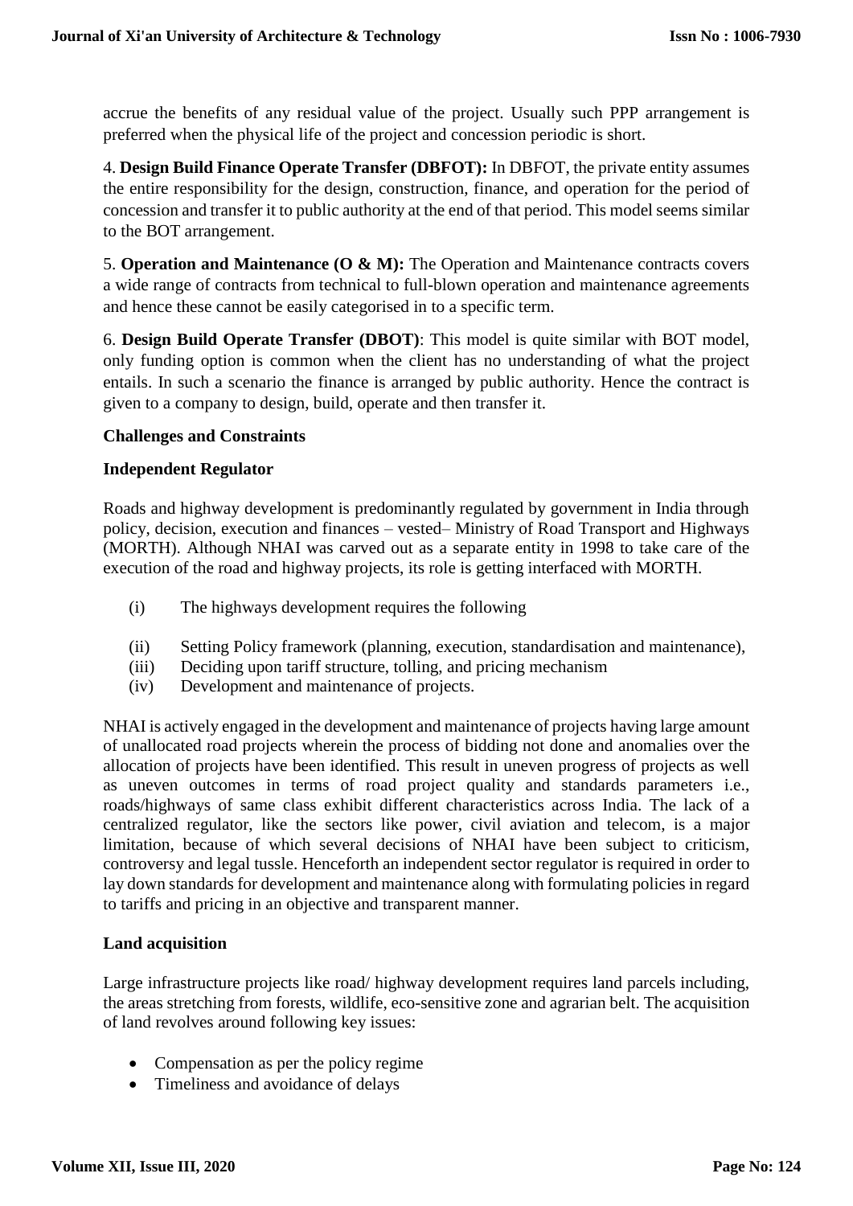accrue the benefits of any residual value of the project. Usually such PPP arrangement is preferred when the physical life of the project and concession periodic is short.

4. **Design Build Finance Operate Transfer (DBFOT):** In DBFOT, the private entity assumes the entire responsibility for the design, construction, finance, and operation for the period of concession and transfer it to public authority at the end of that period. This model seems similar to the BOT arrangement.

5. **Operation and Maintenance (O & M):** The Operation and Maintenance contracts covers a wide range of contracts from technical to full-blown operation and maintenance agreements and hence these cannot be easily categorised in to a specific term.

6. **Design Build Operate Transfer (DBOT)**: This model is quite similar with BOT model, only funding option is common when the client has no understanding of what the project entails. In such a scenario the finance is arranged by public authority. Hence the contract is given to a company to design, build, operate and then transfer it.

**Challenges and Constraints**

**Independent Regulator**

Roads and highway development is predominantly regulated by government in India through policy, decision, execution and finances – vested– Ministry of Road Transport and Highways (MORTH). Although NHAI was carved out as a separate entity in 1998 to take care of the execution of the road and highway projects, its role is getting interfaced with MORTH.

(i) The highways development requires the following

(ii) Setting Policy framework (planning, execution, standardisation and maintenance),

(iii) Deciding upon tariff structure, tolling, and pricing mechanism

(iv) Development and maintenance of projects.

NHAI is actively engaged in the development and maintenance of projects having large amount of unallocated road projects wherein the process of bidding not done and anomalies over the allocation of projects have been identified. This result in uneven progress of projects as well as uneven outcomes in terms of road project quality and standards parameters i.e., roads/highways of same class exhibit different characteristics across India. The lack of a centralized regulator, like the sectors like power, civil aviation and telecom, is a major limitation, because of which several decisions of NHAI have been subject to criticism, controversy and legal tussle. Henceforth an independent sector regulator is required in order to lay down standards for development and maintenance along with formulating policies in regard to tariffs and pricing in an objective and transparent manner.

**Land acquisition**

Large infrastructure projects like road/ highway development requires land parcels including, the areas stretching from forests, wildlife, eco-sensitive zone and agrarian belt. The acquisition of land revolves around following key issues:

- Compensation as per the policy regime
- Timeliness and avoidance of delays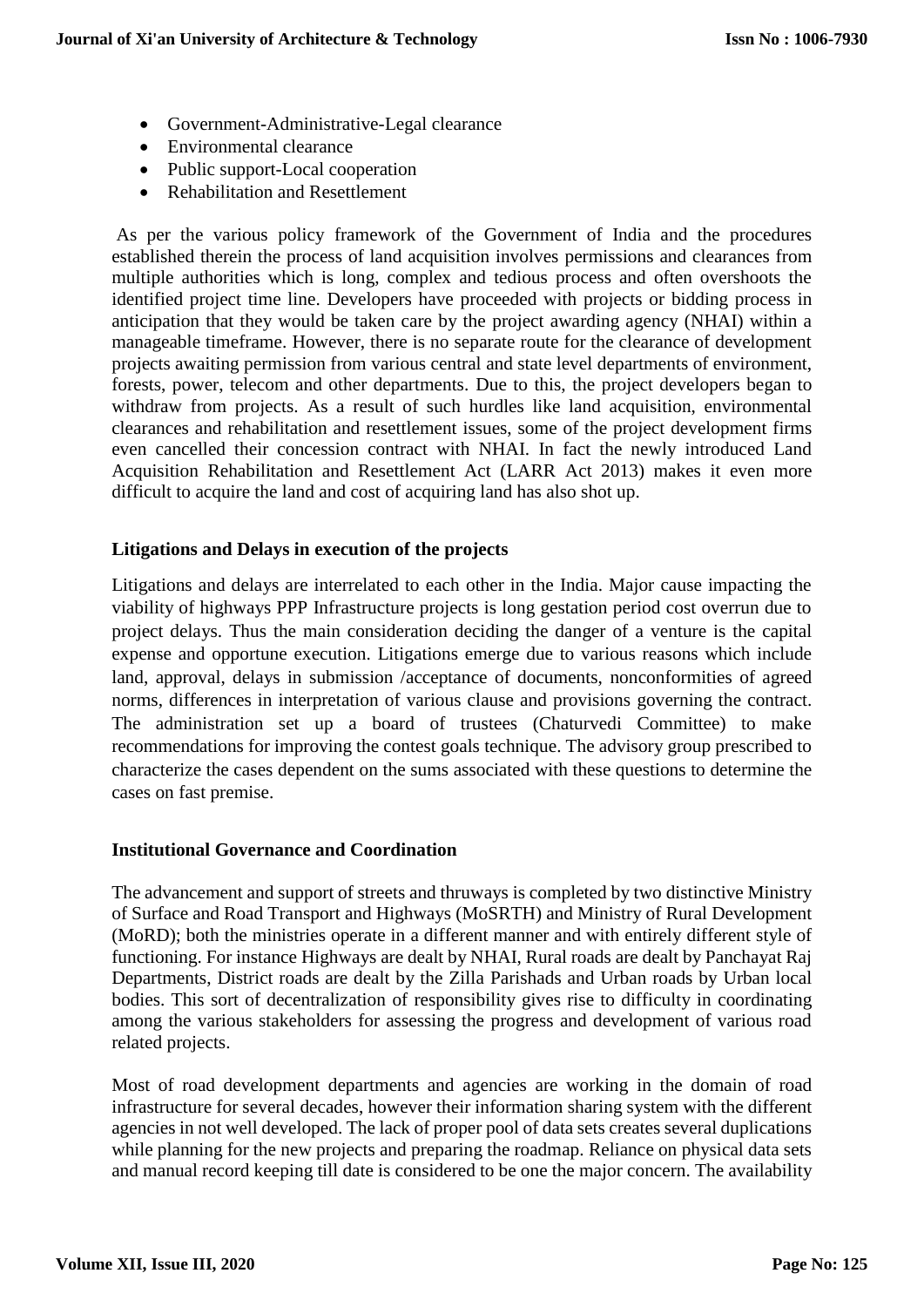- Government-Administrative-Legal clearance
- Environmental clearance
- Public support-Local cooperation
- Rehabilitation and Resettlement

As per the various policy framework of the Government of India and the procedures established therein the process of land acquisition involves permissions and clearances from multiple authorities which is long, complex and tedious process and often overshoots the identified project time line. Developers have proceeded with projects or bidding process in anticipation that they would be taken care by the project awarding agency (NHAI) within a manageable timeframe. However, there is no separate route for the clearance of development projects awaiting permission from various central and state level departments of environment, forests, power, telecom and other departments. Due to this, the project developers began to withdraw from projects. As a result of such hurdles like land acquisition, environmental clearances and rehabilitation and resettlement issues, some of the project development firms even cancelled their concession contract with NHAI. In fact the newly introduced Land Acquisition Rehabilitation and Resettlement Act (LARR Act 2013) makes it even more difficult to acquire the land and cost of acquiring land has also shot up.

**Litigations and Delays in execution of the projects**

Litigations and delays are interrelated to each other in the India. Major cause impacting the viability of highways PPP Infrastructure projects is long gestation period cost overrun due to project delays. Thus the main consideration deciding the danger of a venture is the capital expense and opportune execution. Litigations emerge due to various reasons which include land, approval, delays in submission /acceptance of documents, nonconformities of agreed norms, differences in interpretation of various clause and provisions governing the contract. The administration set up a board of trustees (Chaturvedi Committee) to make recommendations for improving the contest goals technique. The advisory group prescribed to characterize the cases dependent on the sums associated with these questions to determine the cases on fast premise.

**Institutional Governance and Coordination**

The advancement and support of streets and thruways is completed by two distinctive Ministry of Surface and Road Transport and Highways (MoSRTH) and Ministry of Rural Development (MoRD); both the ministries operate in a different manner and with entirely different style of functioning. For instance Highways are dealt by NHAI, Rural roads are dealt by Panchayat Raj Departments, District roads are dealt by the Zilla Parishads and Urban roads by Urban local bodies. This sort of decentralization of responsibility gives rise to difficulty in coordinating among the various stakeholders for assessing the progress and development of various road related projects.

Most of road development departments and agencies are working in the domain of road infrastructure for several decades, however their information sharing system with the different agencies in not well developed. The lack of proper pool of data sets creates several duplications while planning for the new projects and preparing the roadmap. Reliance on physical data sets and manual record keeping till date is considered to be one the major concern. The availability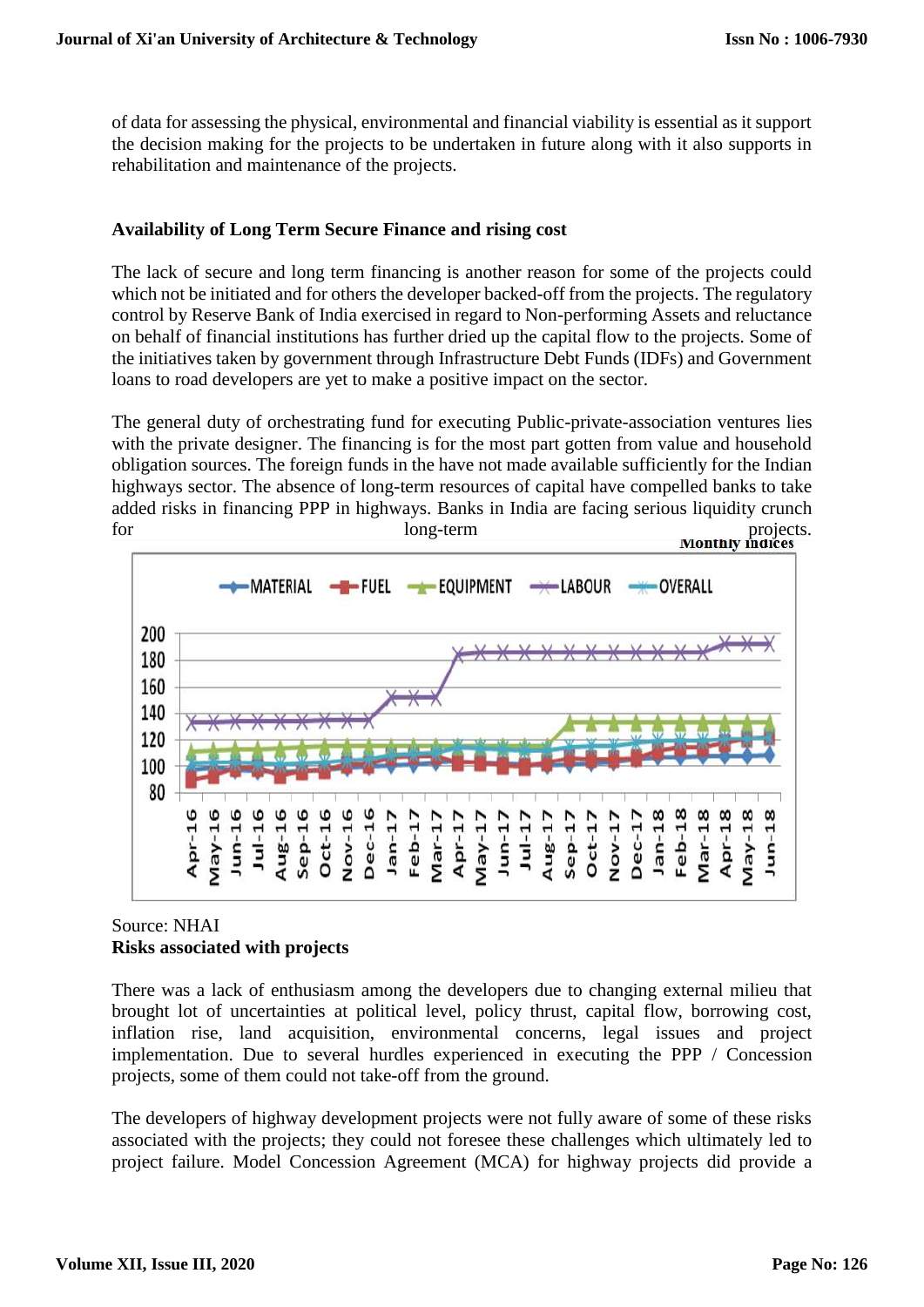of data for assessing the physical, environmental and financial viability is essential as it support the decision making for the projects to be undertaken in future along with it also supports in rehabilitation and maintenance of the projects.

### Availability of Long Term Secure Finance and rising cost

The lack of secure and long term financing is another reason for some of the projects could which not be initiated and for others the developer backed-off from the projects. The regulatory control by Reserve Bank of India exercised in regard to Non-performing Assets and reluctance on behalf of financial institutions has further dried up the capital flow to the projects. Some of the initiatives taken by government through Infrastructure Debt Funds (IDFs) and Government loans to road developers are yet to make a positive impact on the sector.

The general duty of orchestrating fund for executing Public-private-association ventures lies with the private designer. The financing is for the most part gotten from value and household obligation sources. The foreign funds in the have not made available sufficiently for the Indian highways sector. The absence of long-term resources of capital have compelled banks to take added risks in financing PPP in highways. Banks in India are facing serious liquidity crunch for long-term projects.

Monthly indices

Source: NHAI

### Risks associated with projects

There was a lack of enthusiasm among the developers due to changing external milieu that brought lot of uncertainties at political level, policy thrust, capital flow, borrowing cost, inflation rise, land acquisition, environmental concerns, legal issues and project implementation. Due to several hurdles experienced in executing the PPP / Concession projects, some of them could not take-off from the ground.

The developers of highway development projects were not fully aware of some of these risks associated with the projects; they could not foresee these challenges which ultimately led to project failure. Model Concession Agreement (MCA) for highway projects did provide a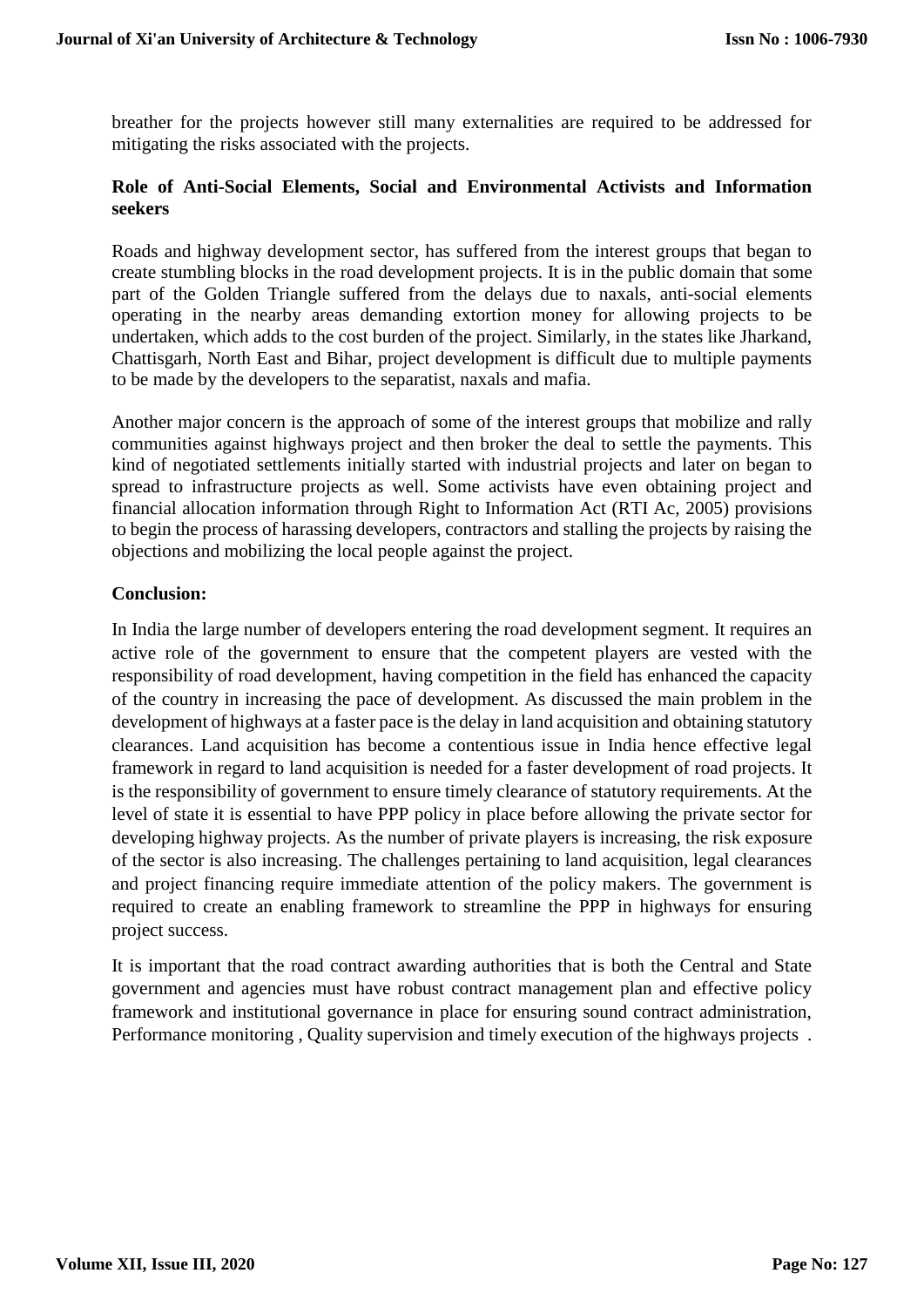breather for the projects however still many externalities are required to be addressed for mitigating the risks associated with the projects.

**Role of Anti-Social Elements, Social and Environmental Activists and Information seekers**

Roads and highway development sector, has suffered from the interest groups that began to create stumbling blocks in the road development projects. It is in the public domain that some part of the Golden Triangle suffered from the delays due to naxals, anti-social elements operating in the nearby areas demanding extortion money for allowing projects to be undertaken, which adds to the cost burden of the project. Similarly, in the states like Jharkand, Chattisgarh, North East and Bihar, project development is difficult due to multiple payments to be made by the developers to the separatist, naxals and mafia.

Another major concern is the approach of some of the interest groups that mobilize and rally communities against highways project and then broker the deal to settle the payments. This kind of negotiated settlements initially started with industrial projects and later on began to spread to infrastructure projects as well. Some activists have even obtaining project and financial allocation information through Right to Information Act (RTI Ac, 2005) provisions to begin the process of harassing developers, contractors and stalling the projects by raising the objections and mobilizing the local people against the project.

**Conclusion:**

In India the large number of developers entering the road development segment. It requires an active role of the government to ensure that the competent players are vested with the responsibility of road development, having competition in the field has enhanced the capacity of the country in increasing the pace of development. As discussed the main problem in the development of highways at a faster pace is the delay in land acquisition and obtaining statutory clearances. Land acquisition has become a contentious issue in India hence effective legal framework in regard to land acquisition is needed for a faster development of road projects. It is the responsibility of government to ensure timely clearance of statutory requirements. At the level of state it is essential to have PPP policy in place before allowing the private sector for developing highway projects. As the number of private players is increasing, the risk exposure of the sector is also increasing. The challenges pertaining to land acquisition, legal clearances and project financing require immediate attention of the policy makers. The government is required to create an enabling framework to streamline the PPP in highways for ensuring project success.

It is important that the road contract awarding authorities that is both the Central and State government and agencies must have robust contract management plan and effective policy framework and institutional governance in place for ensuring sound contract administration, Performance monitoring , Quality supervision and timely execution of the highways projects .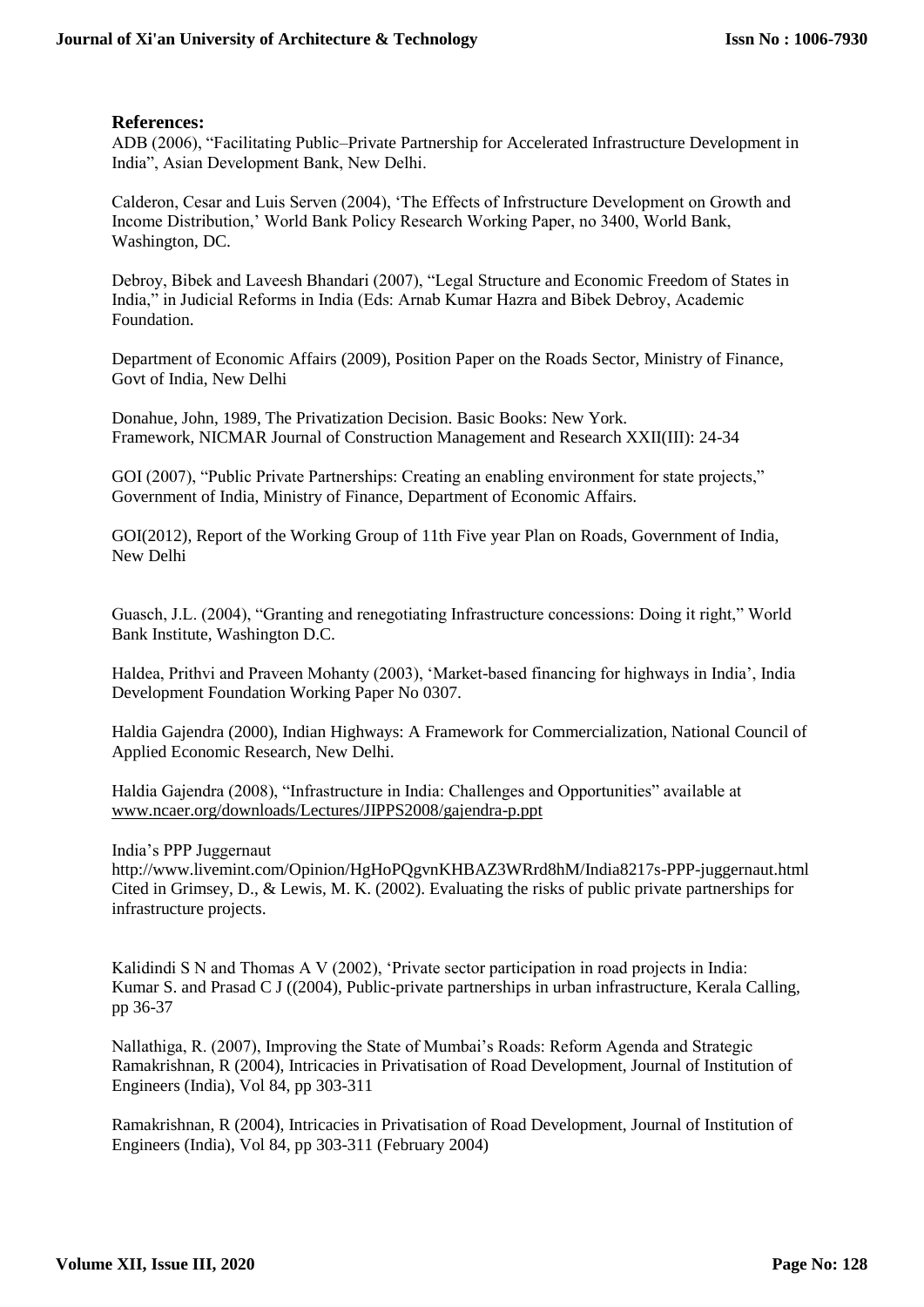**References:**

ADB (2006), "Facilitating Public–Private Partnership for Accelerated Infrastructure Development in India", Asian Development Bank, New Delhi.

Calderon, Cesar and Luis Serven (2004), 'The Effects of Infrstructure Development on Growth and Income Distribution,' World Bank Policy Research Working Paper, no 3400, World Bank, Washington, DC.

Debroy, Bibek and Laveesh Bhandari (2007), "Legal Structure and Economic Freedom of States in India," in Judicial Reforms in India (Eds: Arnab Kumar Hazra and Bibek Debroy, Academic Foundation.

Department of Economic Affairs (2009), Position Paper on the Roads Sector, Ministry of Finance, Govt of India, New Delhi

Donahue, John, 1989, The Privatization Decision. Basic Books: New York.
Framework, NICMAR Journal of Construction Management and Research XXII(III): 24-34

GOI (2007), "Public Private Partnerships: Creating an enabling environment for state projects," Government of India, Ministry of Finance, Department of Economic Affairs.

GOI(2012), Report of the Working Group of 11th Five year Plan on Roads, Government of India, New Delhi

Guasch, J.L. (2004), "Granting and renegotiating Infrastructure concessions: Doing it right," World Bank Institute, Washington D.C.

Haldea, Prithvi and Praveen Mohanty (2003), 'Market-based financing for highways in India', India Development Foundation Working Paper No 0307.

Haldia Gajendra (2000), Indian Highways: A Framework for Commercialization, National Council of Applied Economic Research, New Delhi.

Haldia Gajendra (2008), "Infrastructure in India: Challenges and Opportunities" available at www.ncaer.org/downloads/Lectures/JIPPS2008/gajendra-p.ppt

India's PPP Juggernaut
http://www.livemint.com/Opinion/HgHoPQgvnKHBAZ3WRrd8hM/India8217s-PPP-juggernaut.html
Cited in Grimsey, D., & Lewis, M. K. (2002). Evaluating the risks of public private partnerships for infrastructure projects.

Kalidindi S N and Thomas A V (2002), 'Private sector participation in road projects in India:
Kumar S. and Prasad C J ((2004), Public-private partnerships in urban infrastructure, Kerala Calling, pp 36-37

Nallathiga, R. (2007), Improving the State of Mumbai's Roads: Reform Agenda and Strategic
Ramakrishnan, R (2004), Intricacies in Privatisation of Road Development, Journal of Institution of Engineers (India), Vol 84, pp 303-311

Ramakrishnan, R (2004), Intricacies in Privatisation of Road Development, Journal of Institution of Engineers (India), Vol 84, pp 303-311 (February 2004)